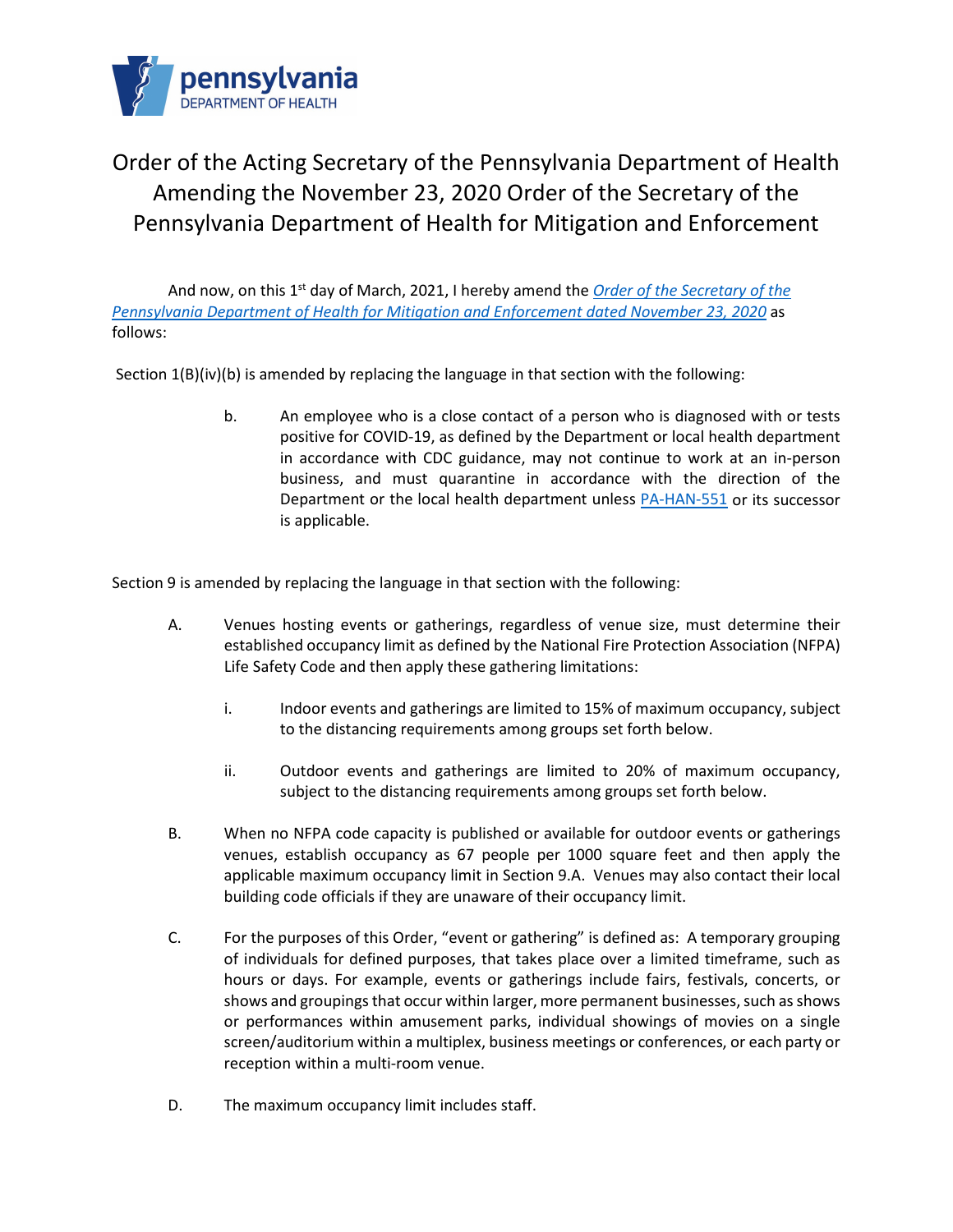pennsylvania
DEPARTMENT OF HEALTH

# Order of the Acting Secretary of the Pennsylvania Department of Health Amending the November 23, 2020 Order of the Secretary of the Pennsylvania Department of Health for Mitigation and Enforcement

And now, on this 1st day of March, 2021, I hereby amend the *Order of the Secretary of the Pennsylvania Department of Health for Mitigation and Enforcement dated November 23, 2020* as follows:

Section 1(B)(iv)(b) is amended by replacing the language in that section with the following:

> b. An employee who is a close contact of a person who is diagnosed with or tests positive for COVID-19, as defined by the Department or local health department in accordance with CDC guidance, may not continue to work at an in-person business, and must quarantine in accordance with the direction of the Department or the local health department unless PA-HAN-551 or its successor is applicable.

Section 9 is amended by replacing the language in that section with the following:

A. Venues hosting events or gatherings, regardless of venue size, must determine their established occupancy limit as defined by the National Fire Protection Association (NFPA) Life Safety Code and then apply these gathering limitations:

   i. Indoor events and gatherings are limited to 15% of maximum occupancy, subject to the distancing requirements among groups set forth below.

   ii. Outdoor events and gatherings are limited to 20% of maximum occupancy, subject to the distancing requirements among groups set forth below.

B. When no NFPA code capacity is published or available for outdoor events or gatherings venues, establish occupancy as 67 people per 1000 square feet and then apply the applicable maximum occupancy limit in Section 9.A. Venues may also contact their local building code officials if they are unaware of their occupancy limit.

C. For the purposes of this Order, "event or gathering" is defined as: A temporary grouping of individuals for defined purposes, that takes place over a limited timeframe, such as hours or days. For example, events or gatherings include fairs, festivals, concerts, or shows and groupings that occur within larger, more permanent businesses, such as shows or performances within amusement parks, individual showings of movies on a single screen/auditorium within a multiplex, business meetings or conferences, or each party or reception within a multi-room venue.

D. The maximum occupancy limit includes staff.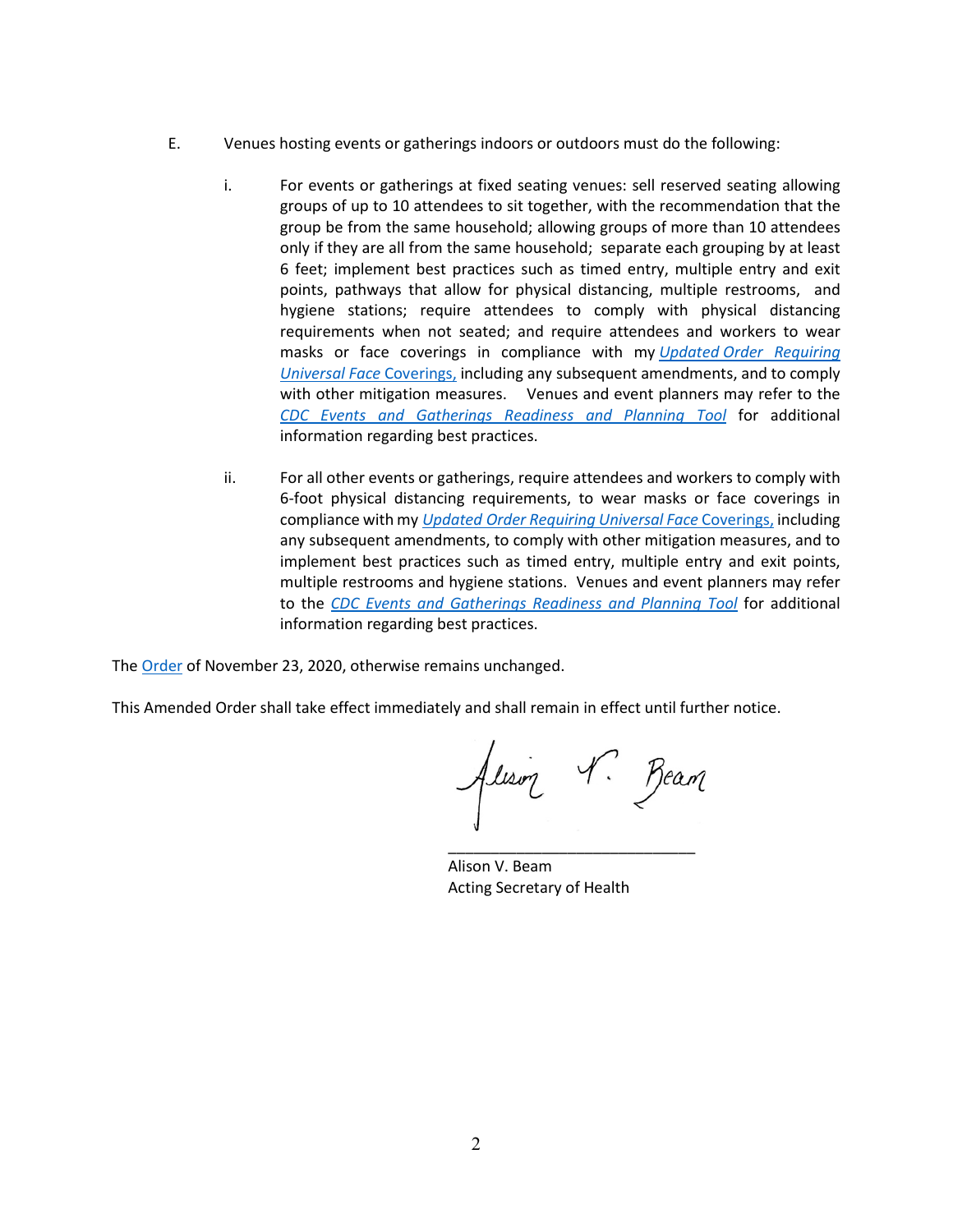E. Venues hosting events or gatherings indoors or outdoors must do the following:

  i. For events or gatherings at fixed seating venues: sell reserved seating allowing groups of up to 10 attendees to sit together, with the recommendation that the group be from the same household; allowing groups of more than 10 attendees only if they are all from the same household; separate each grouping by at least 6 feet; implement best practices such as timed entry, multiple entry and exit points, pathways that allow for physical distancing, multiple restrooms, and hygiene stations; require attendees to comply with physical distancing requirements when not seated; and require attendees and workers to wear masks or face coverings in compliance with my *Updated Order Requiring Universal Face* Coverings, including any subsequent amendments, and to comply with other mitigation measures. Venues and event planners may refer to the *CDC Events and Gatherings Readiness and Planning Tool* for additional information regarding best practices.

  ii. For all other events or gatherings, require attendees and workers to comply with 6-foot physical distancing requirements, to wear masks or face coverings in compliance with my *Updated Order Requiring Universal Face* Coverings, including any subsequent amendments, to comply with other mitigation measures, and to implement best practices such as timed entry, multiple entry and exit points, multiple restrooms and hygiene stations. Venues and event planners may refer to the *CDC Events and Gatherings Readiness and Planning Tool* for additional information regarding best practices.

The Order of November 23, 2020, otherwise remains unchanged.

This Amended Order shall take effect immediately and shall remain in effect until further notice.

Alison V. Beam

\_\_\_\_\_\_\_\_\_\_\_\_\_\_\_\_\_\_\_\_\_\_\_\_\_\_\_\_\_\_

Alison V. Beam
Acting Secretary of Health